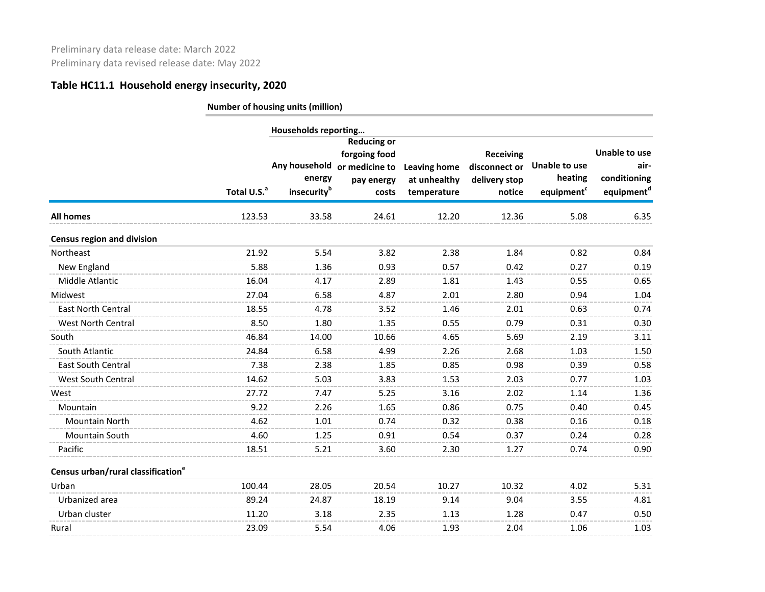Preliminary data release date: March 2022
Preliminary data revised release date: May 2022

## Table HC11.1 Household energy insecurity, 2020

| | Number of housing units (million) | | | | | | |
|---|---|---|---|---|---|---|---|
| | | Households reporting… | | | | | |
| | Total U.S.[a] | Any household energy insecurity[b] | Reducing or forgoing food or medicine to pay energy costs | Leaving home at unhealthy temperature | Receiving disconnect or delivery stop notice | Unable to use heating equipment[c] | Unable to use air-conditioning equipment[d] |
| **All homes** | 123.53 | 33.58 | 24.61 | 12.20 | 12.36 | 5.08 | 6.35 |
| **Census region and division** | | | | | | | |
| Northeast | 21.92 | 5.54 | 3.82 | 2.38 | 1.84 | 0.82 | 0.84 |
| New England | 5.88 | 1.36 | 0.93 | 0.57 | 0.42 | 0.27 | 0.19 |
| Middle Atlantic | 16.04 | 4.17 | 2.89 | 1.81 | 1.43 | 0.55 | 0.65 |
| Midwest | 27.04 | 6.58 | 4.87 | 2.01 | 2.80 | 0.94 | 1.04 |
| East North Central | 18.55 | 4.78 | 3.52 | 1.46 | 2.01 | 0.63 | 0.74 |
| West North Central | 8.50 | 1.80 | 1.35 | 0.55 | 0.79 | 0.31 | 0.30 |
| South | 46.84 | 14.00 | 10.66 | 4.65 | 5.69 | 2.19 | 3.11 |
| South Atlantic | 24.84 | 6.58 | 4.99 | 2.26 | 2.68 | 1.03 | 1.50 |
| East South Central | 7.38 | 2.38 | 1.85 | 0.85 | 0.98 | 0.39 | 0.58 |
| West South Central | 14.62 | 5.03 | 3.83 | 1.53 | 2.03 | 0.77 | 1.03 |
| West | 27.72 | 7.47 | 5.25 | 3.16 | 2.02 | 1.14 | 1.36 |
| Mountain | 9.22 | 2.26 | 1.65 | 0.86 | 0.75 | 0.40 | 0.45 |
| Mountain North | 4.62 | 1.01 | 0.74 | 0.32 | 0.38 | 0.16 | 0.18 |
| Mountain South | 4.60 | 1.25 | 0.91 | 0.54 | 0.37 | 0.24 | 0.28 |
| Pacific | 18.51 | 5.21 | 3.60 | 2.30 | 1.27 | 0.74 | 0.90 |
| **Census urban/rural classification[e]** | | | | | | | |
| Urban | 100.44 | 28.05 | 20.54 | 10.27 | 10.32 | 4.02 | 5.31 |
| Urbanized area | 89.24 | 24.87 | 18.19 | 9.14 | 9.04 | 3.55 | 4.81 |
| Urban cluster | 11.20 | 3.18 | 2.35 | 1.13 | 1.28 | 0.47 | 0.50 |
| Rural | 23.09 | 5.54 | 4.06 | 1.93 | 2.04 | 1.06 | 1.03 |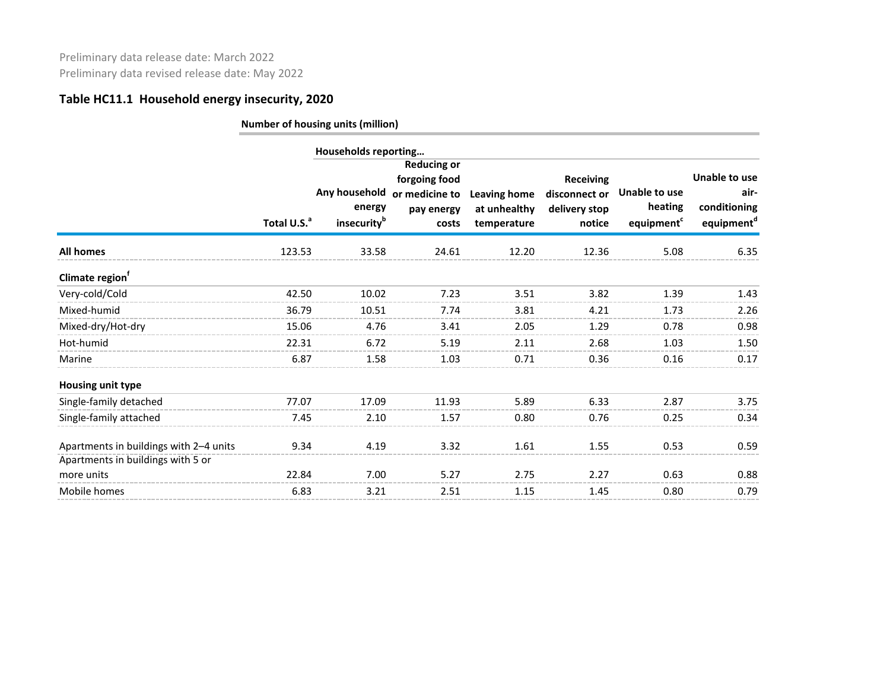Preliminary data release date: March 2022
Preliminary data revised release date: May 2022

## Table HC11.1 Household energy insecurity, 2020

| | Number of housing units (million) | | | | | | |
|---|---|---|---|---|---|---|---|
| | | Households reporting… | | | | | |
| | Total U.S.[a] | Any household energy insecurity[b] | Reducing or forgoing food or medicine to pay energy costs | Leaving home at unhealthy temperature | Receiving disconnect or delivery stop notice | Unable to use heating equipment[c] | Unable to use air-conditioning equipment[d] |
| **All homes** | 123.53 | 33.58 | 24.61 | 12.20 | 12.36 | 5.08 | 6.35 |
| **Climate region[f]** | | | | | | | |
| Very-cold/Cold | 42.50 | 10.02 | 7.23 | 3.51 | 3.82 | 1.39 | 1.43 |
| Mixed-humid | 36.79 | 10.51 | 7.74 | 3.81 | 4.21 | 1.73 | 2.26 |
| Mixed-dry/Hot-dry | 15.06 | 4.76 | 3.41 | 2.05 | 1.29 | 0.78 | 0.98 |
| Hot-humid | 22.31 | 6.72 | 5.19 | 2.11 | 2.68 | 1.03 | 1.50 |
| Marine | 6.87 | 1.58 | 1.03 | 0.71 | 0.36 | 0.16 | 0.17 |
| **Housing unit type** | | | | | | | |
| Single-family detached | 77.07 | 17.09 | 11.93 | 5.89 | 6.33 | 2.87 | 3.75 |
| Single-family attached | 7.45 | 2.10 | 1.57 | 0.80 | 0.76 | 0.25 | 0.34 |
| Apartments in buildings with 2–4 units | 9.34 | 4.19 | 3.32 | 1.61 | 1.55 | 0.53 | 0.59 |
| Apartments in buildings with 5 or more units | 22.84 | 7.00 | 5.27 | 2.75 | 2.27 | 0.63 | 0.88 |
| Mobile homes | 6.83 | 3.21 | 2.51 | 1.15 | 1.45 | 0.80 | 0.79 |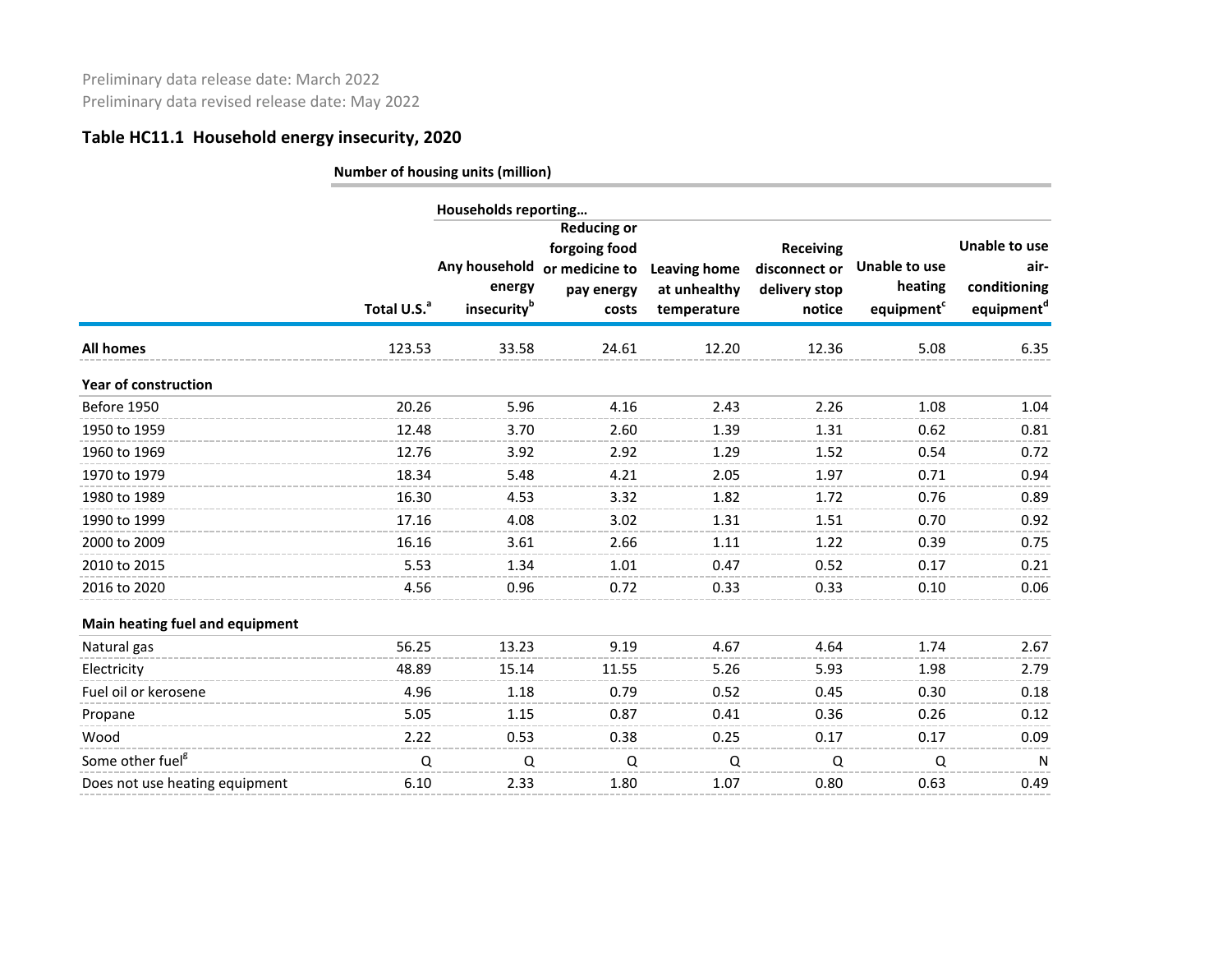Preliminary data release date: March 2022
Preliminary data revised release date: May 2022

## Table HC11.1 Household energy insecurity, 2020

| | Number of housing units (million) | | | | | | |
|---|---|---|---|---|---|---|---|
| | | Households reporting… | | | | | |
| | Total U.S.[a] | Any household energy insecurity[b] | Reducing or forgoing food or medicine to pay energy costs | Leaving home at unhealthy temperature | Receiving disconnect or delivery stop notice | Unable to use heating equipment[c] | Unable to use air-conditioning equipment[d] |
| **All homes** | 123.53 | 33.58 | 24.61 | 12.20 | 12.36 | 5.08 | 6.35 |
| **Year of construction** | | | | | | | |
| Before 1950 | 20.26 | 5.96 | 4.16 | 2.43 | 2.26 | 1.08 | 1.04 |
| 1950 to 1959 | 12.48 | 3.70 | 2.60 | 1.39 | 1.31 | 0.62 | 0.81 |
| 1960 to 1969 | 12.76 | 3.92 | 2.92 | 1.29 | 1.52 | 0.54 | 0.72 |
| 1970 to 1979 | 18.34 | 5.48 | 4.21 | 2.05 | 1.97 | 0.71 | 0.94 |
| 1980 to 1989 | 16.30 | 4.53 | 3.32 | 1.82 | 1.72 | 0.76 | 0.89 |
| 1990 to 1999 | 17.16 | 4.08 | 3.02 | 1.31 | 1.51 | 0.70 | 0.92 |
| 2000 to 2009 | 16.16 | 3.61 | 2.66 | 1.11 | 1.22 | 0.39 | 0.75 |
| 2010 to 2015 | 5.53 | 1.34 | 1.01 | 0.47 | 0.52 | 0.17 | 0.21 |
| 2016 to 2020 | 4.56 | 0.96 | 0.72 | 0.33 | 0.33 | 0.10 | 0.06 |
| **Main heating fuel and equipment** | | | | | | | |
| Natural gas | 56.25 | 13.23 | 9.19 | 4.67 | 4.64 | 1.74 | 2.67 |
| Electricity | 48.89 | 15.14 | 11.55 | 5.26 | 5.93 | 1.98 | 2.79 |
| Fuel oil or kerosene | 4.96 | 1.18 | 0.79 | 0.52 | 0.45 | 0.30 | 0.18 |
| Propane | 5.05 | 1.15 | 0.87 | 0.41 | 0.36 | 0.26 | 0.12 |
| Wood | 2.22 | 0.53 | 0.38 | 0.25 | 0.17 | 0.17 | 0.09 |
| Some other fuel[g] | Q | Q | Q | Q | Q | Q | N |
| Does not use heating equipment | 6.10 | 2.33 | 1.80 | 1.07 | 0.80 | 0.63 | 0.49 |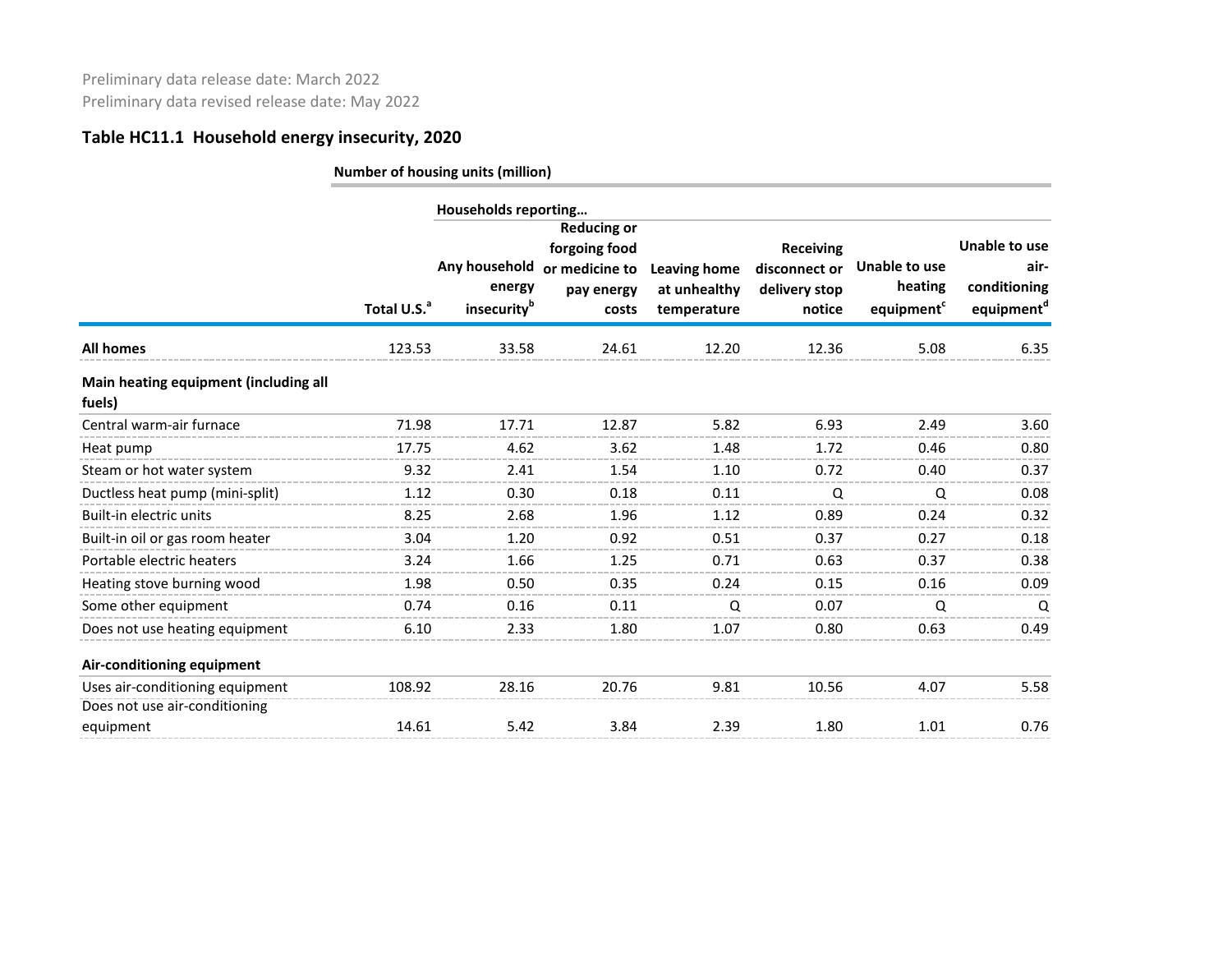Preliminary data release date: March 2022
Preliminary data revised release date: May 2022

### Table HC11.1 Household energy insecurity, 2020

| | Number of housing units (million) | | | | | | |
|---|---|---|---|---|---|---|---|
| | | Households reporting… | | | | | |
| | Total U.S.[a] | Any household energy insecurity[b] | Reducing or forgoing food or medicine to pay energy costs | Leaving home at unhealthy temperature | Receiving disconnect or delivery stop notice | Unable to use heating equipment[c] | Unable to use air-conditioning equipment[d] |
| **All homes** | 123.53 | 33.58 | 24.61 | 12.20 | 12.36 | 5.08 | 6.35 |
| **Main heating equipment (including all fuels)** | | | | | | | |
| Central warm-air furnace | 71.98 | 17.71 | 12.87 | 5.82 | 6.93 | 2.49 | 3.60 |
| Heat pump | 17.75 | 4.62 | 3.62 | 1.48 | 1.72 | 0.46 | 0.80 |
| Steam or hot water system | 9.32 | 2.41 | 1.54 | 1.10 | 0.72 | 0.40 | 0.37 |
| Ductless heat pump (mini-split) | 1.12 | 0.30 | 0.18 | 0.11 | Q | Q | 0.08 |
| Built-in electric units | 8.25 | 2.68 | 1.96 | 1.12 | 0.89 | 0.24 | 0.32 |
| Built-in oil or gas room heater | 3.04 | 1.20 | 0.92 | 0.51 | 0.37 | 0.27 | 0.18 |
| Portable electric heaters | 3.24 | 1.66 | 1.25 | 0.71 | 0.63 | 0.37 | 0.38 |
| Heating stove burning wood | 1.98 | 0.50 | 0.35 | 0.24 | 0.15 | 0.16 | 0.09 |
| Some other equipment | 0.74 | 0.16 | 0.11 | Q | 0.07 | Q | Q |
| Does not use heating equipment | 6.10 | 2.33 | 1.80 | 1.07 | 0.80 | 0.63 | 0.49 |
| **Air-conditioning equipment** | | | | | | | |
| Uses air-conditioning equipment | 108.92 | 28.16 | 20.76 | 9.81 | 10.56 | 4.07 | 5.58 |
| Does not use air-conditioning equipment | 14.61 | 5.42 | 3.84 | 2.39 | 1.80 | 1.01 | 0.76 |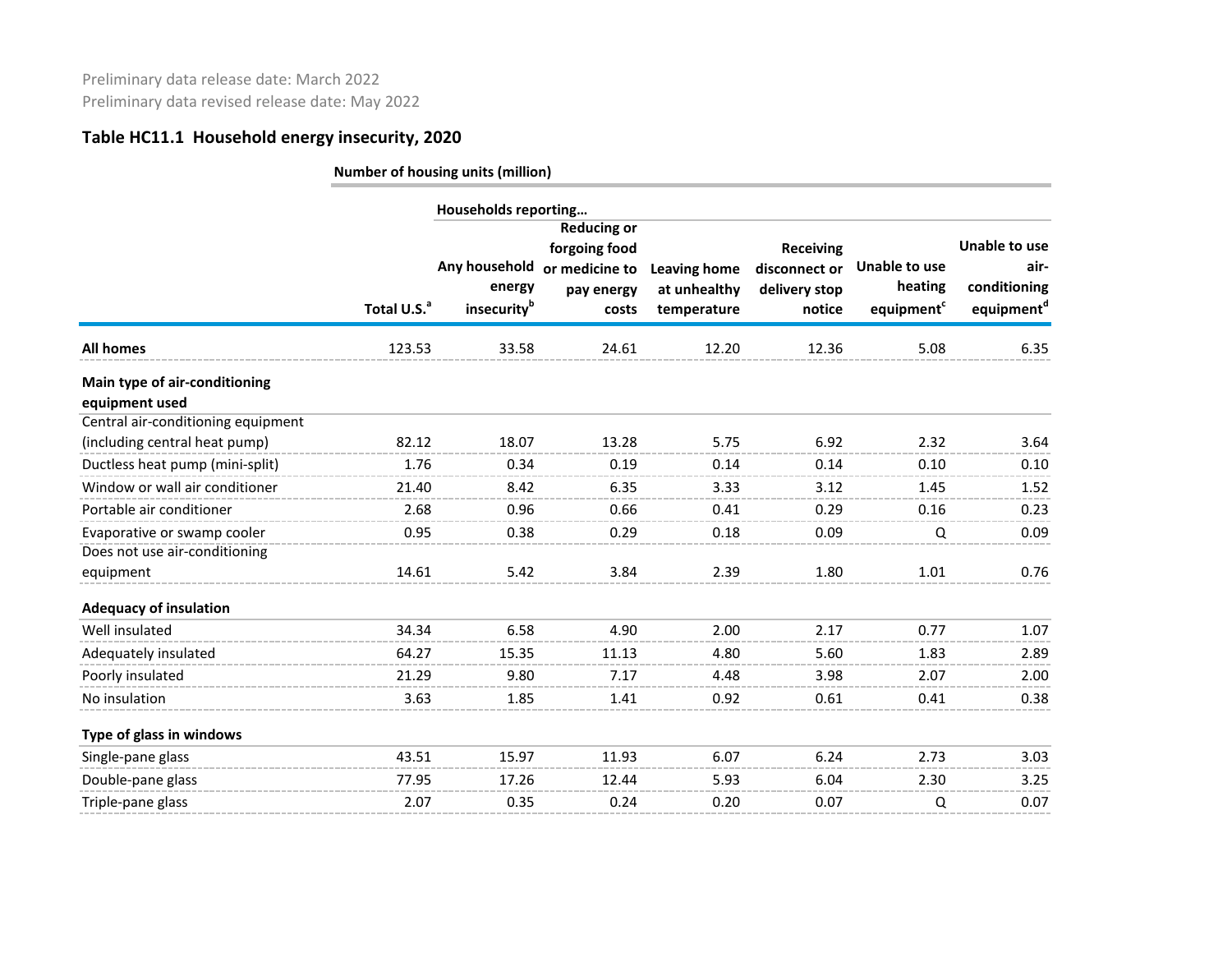Preliminary data release date: March 2022
Preliminary data revised release date: May 2022

**Table HC11.1 Household energy insecurity, 2020**

| | Number of housing units (million) | | | | | | |
|---|---|---|---|---|---|---|---|
| | | Households reporting… | | | | | |
| | Total U.S.[a] | Any household energy insecurity[b] | Reducing or forgoing food or medicine to pay energy costs | Leaving home at unhealthy temperature | Receiving disconnect or delivery stop notice | Unable to use heating equipment[c] | Unable to use air-conditioning equipment[d] |
| **All homes** | 123.53 | 33.58 | 24.61 | 12.20 | 12.36 | 5.08 | 6.35 |
| **Main type of air-conditioning equipment used** | | | | | | | |
| Central air-conditioning equipment (including central heat pump) | 82.12 | 18.07 | 13.28 | 5.75 | 6.92 | 2.32 | 3.64 |
| Ductless heat pump (mini-split) | 1.76 | 0.34 | 0.19 | 0.14 | 0.14 | 0.10 | 0.10 |
| Window or wall air conditioner | 21.40 | 8.42 | 6.35 | 3.33 | 3.12 | 1.45 | 1.52 |
| Portable air conditioner | 2.68 | 0.96 | 0.66 | 0.41 | 0.29 | 0.16 | 0.23 |
| Evaporative or swamp cooler | 0.95 | 0.38 | 0.29 | 0.18 | 0.09 | Q | 0.09 |
| Does not use air-conditioning equipment | 14.61 | 5.42 | 3.84 | 2.39 | 1.80 | 1.01 | 0.76 |
| **Adequacy of insulation** | | | | | | | |
| Well insulated | 34.34 | 6.58 | 4.90 | 2.00 | 2.17 | 0.77 | 1.07 |
| Adequately insulated | 64.27 | 15.35 | 11.13 | 4.80 | 5.60 | 1.83 | 2.89 |
| Poorly insulated | 21.29 | 9.80 | 7.17 | 4.48 | 3.98 | 2.07 | 2.00 |
| No insulation | 3.63 | 1.85 | 1.41 | 0.92 | 0.61 | 0.41 | 0.38 |
| **Type of glass in windows** | | | | | | | |
| Single-pane glass | 43.51 | 15.97 | 11.93 | 6.07 | 6.24 | 2.73 | 3.03 |
| Double-pane glass | 77.95 | 17.26 | 12.44 | 5.93 | 6.04 | 2.30 | 3.25 |
| Triple-pane glass | 2.07 | 0.35 | 0.24 | 0.20 | 0.07 | Q | 0.07 |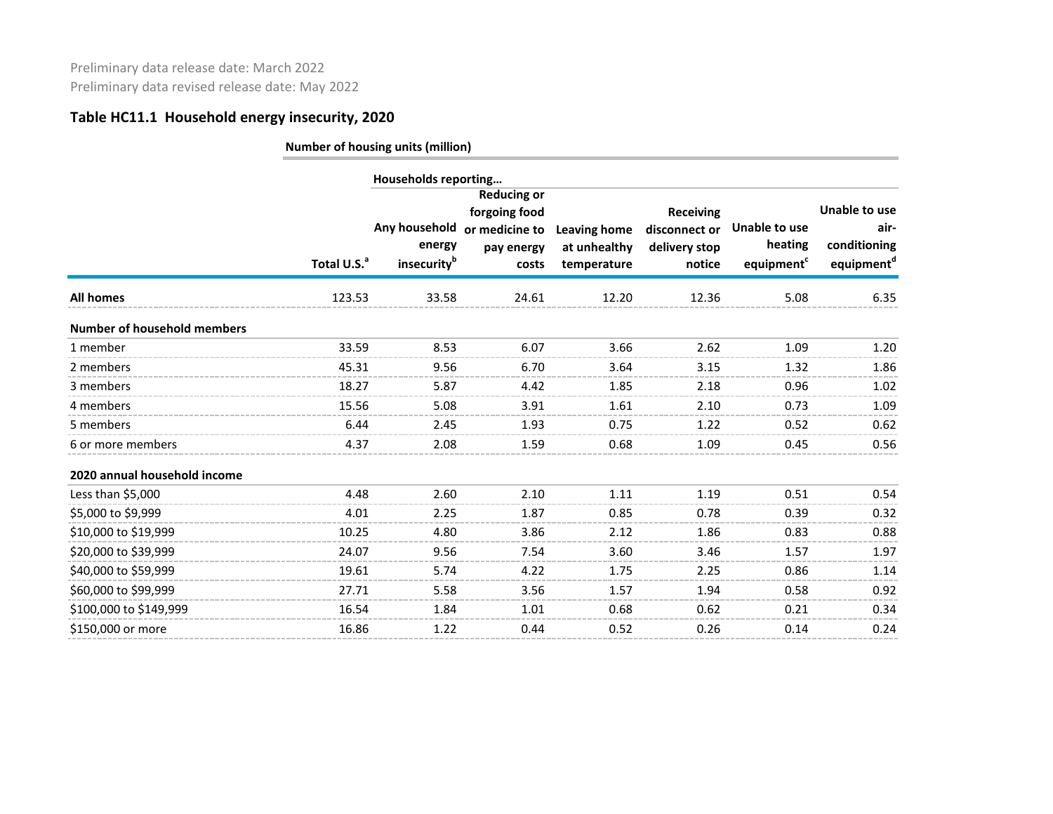Preliminary data release date: March 2022

Preliminary data revised release date: May 2022

## Table HC11.1 Household energy insecurity, 2020

| | Number of housing units (million) | | | | | | |
|---|---|---|---|---|---|---|---|
| | | Households reporting… | | | | | |
| | Total U.S.[a] | Any household energy insecurity[b] | Reducing or forgoing food or medicine to pay energy costs | Leaving home at unhealthy temperature | Receiving disconnect or delivery stop notice | Unable to use heating equipment[c] | Unable to use air-conditioning equipment[d] |
| **All homes** | 123.53 | 33.58 | 24.61 | 12.20 | 12.36 | 5.08 | 6.35 |
| **Number of household members** | | | | | | | |
| 1 member | 33.59 | 8.53 | 6.07 | 3.66 | 2.62 | 1.09 | 1.20 |
| 2 members | 45.31 | 9.56 | 6.70 | 3.64 | 3.15 | 1.32 | 1.86 |
| 3 members | 18.27 | 5.87 | 4.42 | 1.85 | 2.18 | 0.96 | 1.02 |
| 4 members | 15.56 | 5.08 | 3.91 | 1.61 | 2.10 | 0.73 | 1.09 |
| 5 members | 6.44 | 2.45 | 1.93 | 0.75 | 1.22 | 0.52 | 0.62 |
| 6 or more members | 4.37 | 2.08 | 1.59 | 0.68 | 1.09 | 0.45 | 0.56 |
| **2020 annual household income** | | | | | | | |
| Less than $5,000 | 4.48 | 2.60 | 2.10 | 1.11 | 1.19 | 0.51 | 0.54 |
| $5,000 to $9,999 | 4.01 | 2.25 | 1.87 | 0.85 | 0.78 | 0.39 | 0.32 |
| $10,000 to $19,999 | 10.25 | 4.80 | 3.86 | 2.12 | 1.86 | 0.83 | 0.88 |
| $20,000 to $39,999 | 24.07 | 9.56 | 7.54 | 3.60 | 3.46 | 1.57 | 1.97 |
| $40,000 to $59,999 | 19.61 | 5.74 | 4.22 | 1.75 | 2.25 | 0.86 | 1.14 |
| $60,000 to $99,999 | 27.71 | 5.58 | 3.56 | 1.57 | 1.94 | 0.58 | 0.92 |
| $100,000 to $149,999 | 16.54 | 1.84 | 1.01 | 0.68 | 0.62 | 0.21 | 0.34 |
| $150,000 or more | 16.86 | 1.22 | 0.44 | 0.52 | 0.26 | 0.14 | 0.24 |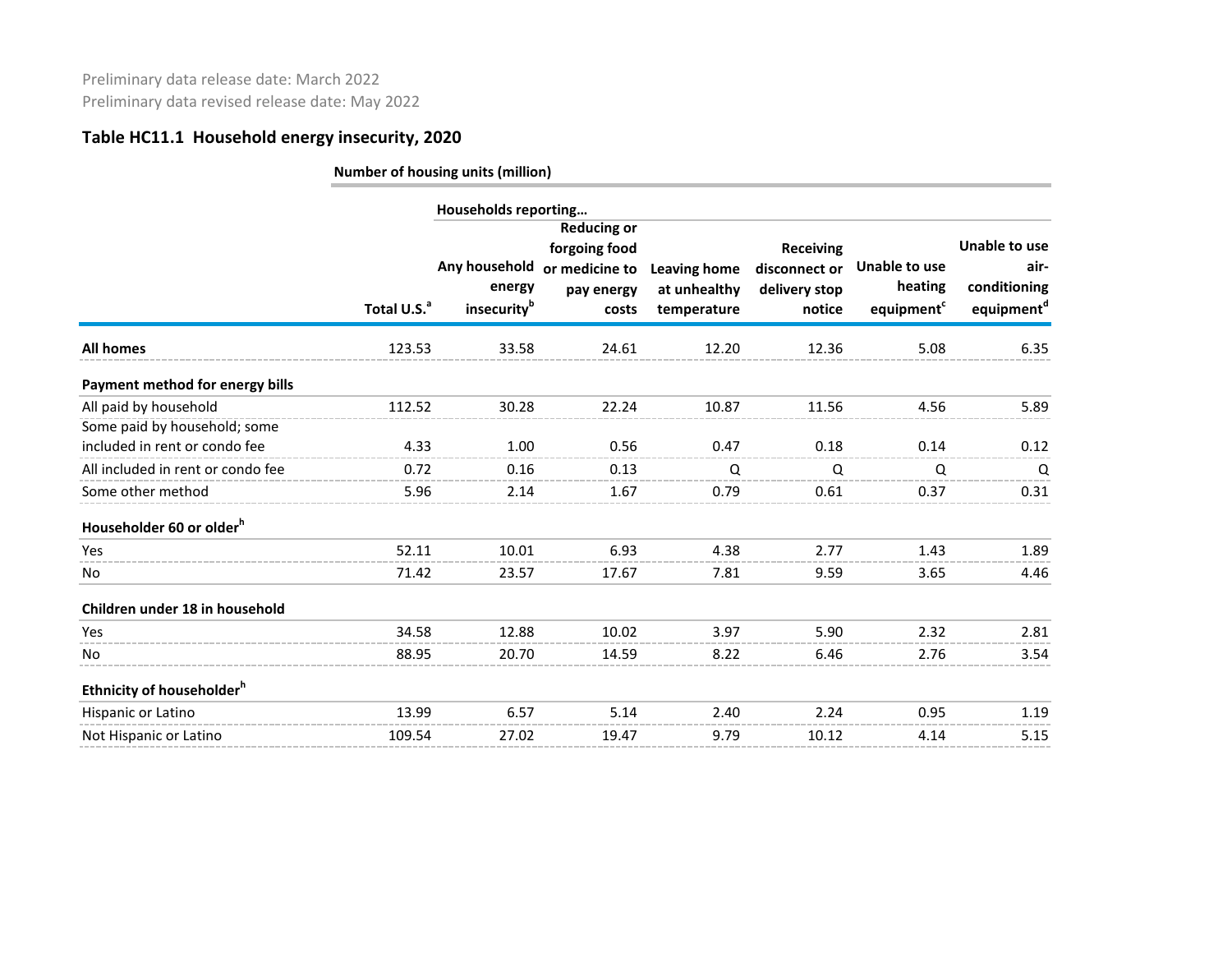Preliminary data release date: March 2022
Preliminary data revised release date: May 2022

## Table HC11.1 Household energy insecurity, 2020

| | Number of housing units (million) | | | | | | |
|---|---|---|---|---|---|---|---|
| | | Households reporting… | | | | | |
| | Total U.S.[a] | Any household energy insecurity[b] | Reducing or forgoing food or medicine to pay energy costs | Leaving home at unhealthy temperature | Receiving disconnect or delivery stop notice | Unable to use heating equipment[c] | Unable to use air-conditioning equipment[d] |
| **All homes** | 123.53 | 33.58 | 24.61 | 12.20 | 12.36 | 5.08 | 6.35 |
| **Payment method for energy bills** | | | | | | | |
| All paid by household | 112.52 | 30.28 | 22.24 | 10.87 | 11.56 | 4.56 | 5.89 |
| Some paid by household; some included in rent or condo fee | 4.33 | 1.00 | 0.56 | 0.47 | 0.18 | 0.14 | 0.12 |
| All included in rent or condo fee | 0.72 | 0.16 | 0.13 | Q | Q | Q | Q |
| Some other method | 5.96 | 2.14 | 1.67 | 0.79 | 0.61 | 0.37 | 0.31 |
| **Householder 60 or older[h]** | | | | | | | |
| Yes | 52.11 | 10.01 | 6.93 | 4.38 | 2.77 | 1.43 | 1.89 |
| No | 71.42 | 23.57 | 17.67 | 7.81 | 9.59 | 3.65 | 4.46 |
| **Children under 18 in household** | | | | | | | |
| Yes | 34.58 | 12.88 | 10.02 | 3.97 | 5.90 | 2.32 | 2.81 |
| No | 88.95 | 20.70 | 14.59 | 8.22 | 6.46 | 2.76 | 3.54 |
| **Ethnicity of householder[h]** | | | | | | | |
| Hispanic or Latino | 13.99 | 6.57 | 5.14 | 2.40 | 2.24 | 0.95 | 1.19 |
| Not Hispanic or Latino | 109.54 | 27.02 | 19.47 | 9.79 | 10.12 | 4.14 | 5.15 |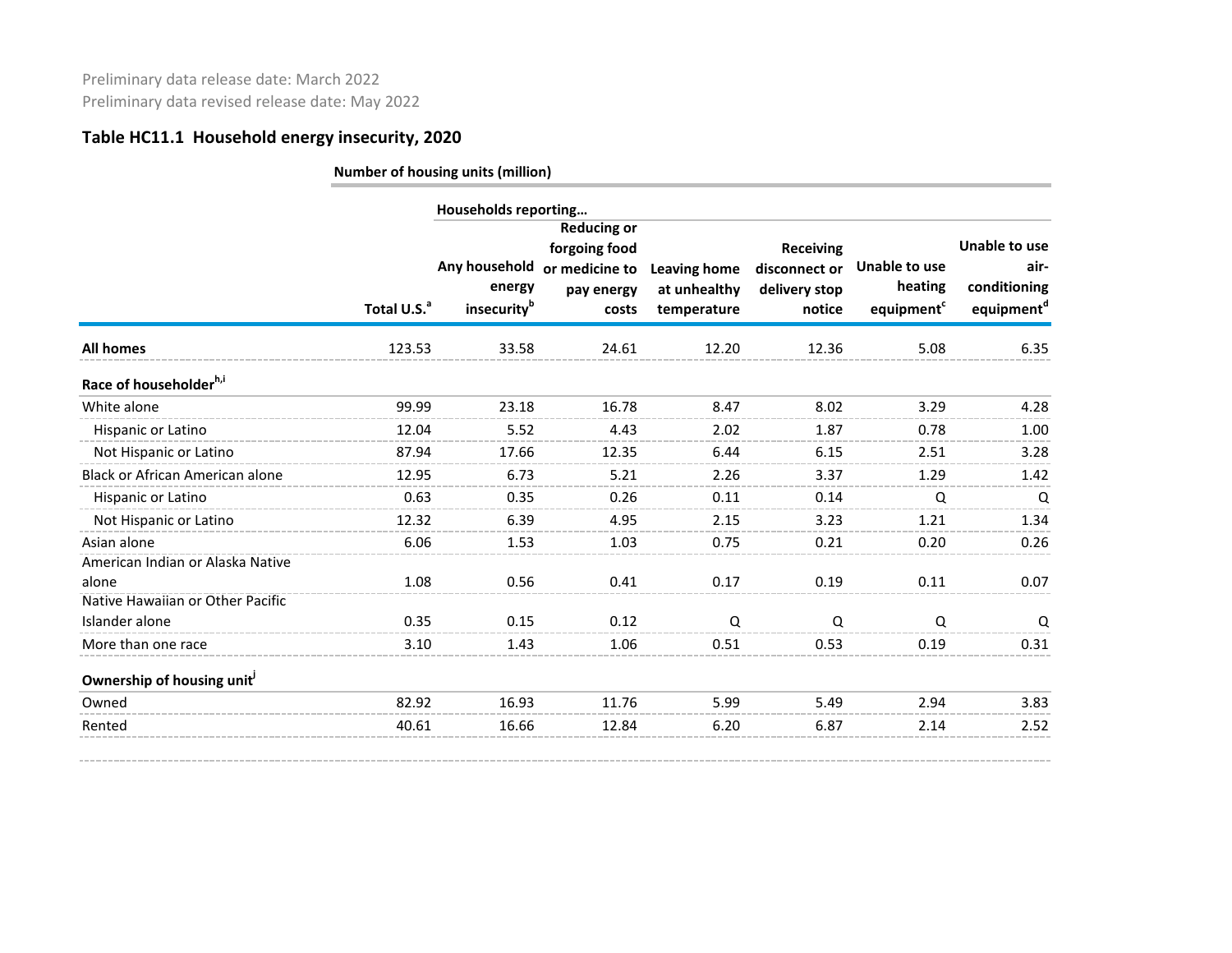Preliminary data release date: March 2022
Preliminary data revised release date: May 2022

## Table HC11.1 Household energy insecurity, 2020

| | Number of housing units (million) | | | | | | |
|---|---|---|---|---|---|---|---|
| | | Households reporting… | | | | | |
| | Total U.S.[a] | Any household energy insecurity[b] | Reducing or forgoing food or medicine to pay energy costs | Leaving home at unhealthy temperature | Receiving disconnect or delivery stop notice | Unable to use heating equipment[c] | Unable to use air-conditioning equipment[d] |
| **All homes** | 123.53 | 33.58 | 24.61 | 12.20 | 12.36 | 5.08 | 6.35 |
| **Race of householder[h,i]** | | | | | | | |
| White alone | 99.99 | 23.18 | 16.78 | 8.47 | 8.02 | 3.29 | 4.28 |
| Hispanic or Latino | 12.04 | 5.52 | 4.43 | 2.02 | 1.87 | 0.78 | 1.00 |
| Not Hispanic or Latino | 87.94 | 17.66 | 12.35 | 6.44 | 6.15 | 2.51 | 3.28 |
| Black or African American alone | 12.95 | 6.73 | 5.21 | 2.26 | 3.37 | 1.29 | 1.42 |
| Hispanic or Latino | 0.63 | 0.35 | 0.26 | 0.11 | 0.14 | Q | Q |
| Not Hispanic or Latino | 12.32 | 6.39 | 4.95 | 2.15 | 3.23 | 1.21 | 1.34 |
| Asian alone | 6.06 | 1.53 | 1.03 | 0.75 | 0.21 | 0.20 | 0.26 |
| American Indian or Alaska Native alone | 1.08 | 0.56 | 0.41 | 0.17 | 0.19 | 0.11 | 0.07 |
| Native Hawaiian or Other Pacific Islander alone | 0.35 | 0.15 | 0.12 | Q | Q | Q | Q |
| More than one race | 3.10 | 1.43 | 1.06 | 0.51 | 0.53 | 0.19 | 0.31 |
| **Ownership of housing unit[j]** | | | | | | | |
| Owned | 82.92 | 16.93 | 11.76 | 5.99 | 5.49 | 2.94 | 3.83 |
| Rented | 40.61 | 16.66 | 12.84 | 6.20 | 6.87 | 2.14 | 2.52 |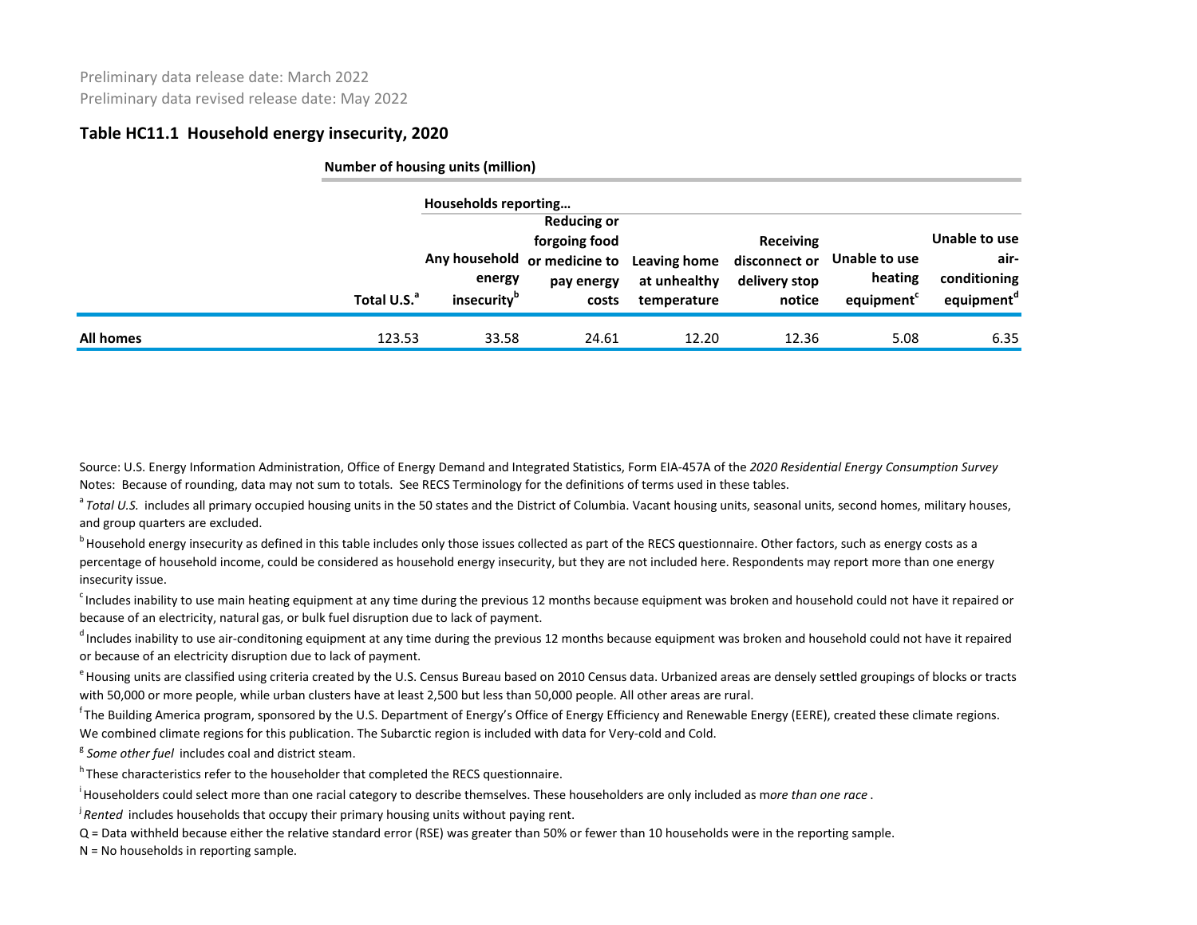Preliminary data release date: March 2022

Preliminary data revised release date: May 2022

## Table HC11.1 Household energy insecurity, 2020

| | Number of housing units (million) | | | | | | |
|---|---|---|---|---|---|---|---|
| | | Households reporting… | | | | | |
| | Total U.S.[a] | Any household energy insecurity[b] | Reducing or forgoing food or medicine to pay energy costs | Leaving home at unhealthy temperature | Receiving disconnect or delivery stop notice | Unable to use heating equipment[c] | Unable to use air-conditioning equipment[d] |
| **All homes** | 123.53 | 33.58 | 24.61 | 12.20 | 12.36 | 5.08 | 6.35 |

Source: U.S. Energy Information Administration, Office of Energy Demand and Integrated Statistics, Form EIA-457A of the *2020 Residential Energy Consumption Survey*

Notes: Because of rounding, data may not sum to totals. See RECS Terminology for the definitions of terms used in these tables.

[a] *Total U.S.* includes all primary occupied housing units in the 50 states and the District of Columbia. Vacant housing units, seasonal units, second homes, military houses, and group quarters are excluded.

[b] Household energy insecurity as defined in this table includes only those issues collected as part of the RECS questionnaire. Other factors, such as energy costs as a percentage of household income, could be considered as household energy insecurity, but they are not included here. Respondents may report more than one energy insecurity issue.

[c] Includes inability to use main heating equipment at any time during the previous 12 months because equipment was broken and household could not have it repaired or because of an electricity, natural gas, or bulk fuel disruption due to lack of payment.

[d] Includes inability to use air-conditoning equipment at any time during the previous 12 months because equipment was broken and household could not have it repaired or because of an electricity disruption due to lack of payment.

[e] Housing units are classified using criteria created by the U.S. Census Bureau based on 2010 Census data. Urbanized areas are densely settled groupings of blocks or tracts with 50,000 or more people, while urban clusters have at least 2,500 but less than 50,000 people. All other areas are rural.

[f] The Building America program, sponsored by the U.S. Department of Energy's Office of Energy Efficiency and Renewable Energy (EERE), created these climate regions. We combined climate regions for this publication. The Subarctic region is included with data for Very-cold and Cold.

[g] *Some other fuel* includes coal and district steam.

[h] These characteristics refer to the householder that completed the RECS questionnaire.

[i] Householders could select more than one racial category to describe themselves. These householders are only included as m*ore than one race* .

[j] *Rented* includes households that occupy their primary housing units without paying rent.

Q = Data withheld because either the relative standard error (RSE) was greater than 50% or fewer than 10 households were in the reporting sample.

N = No households in reporting sample.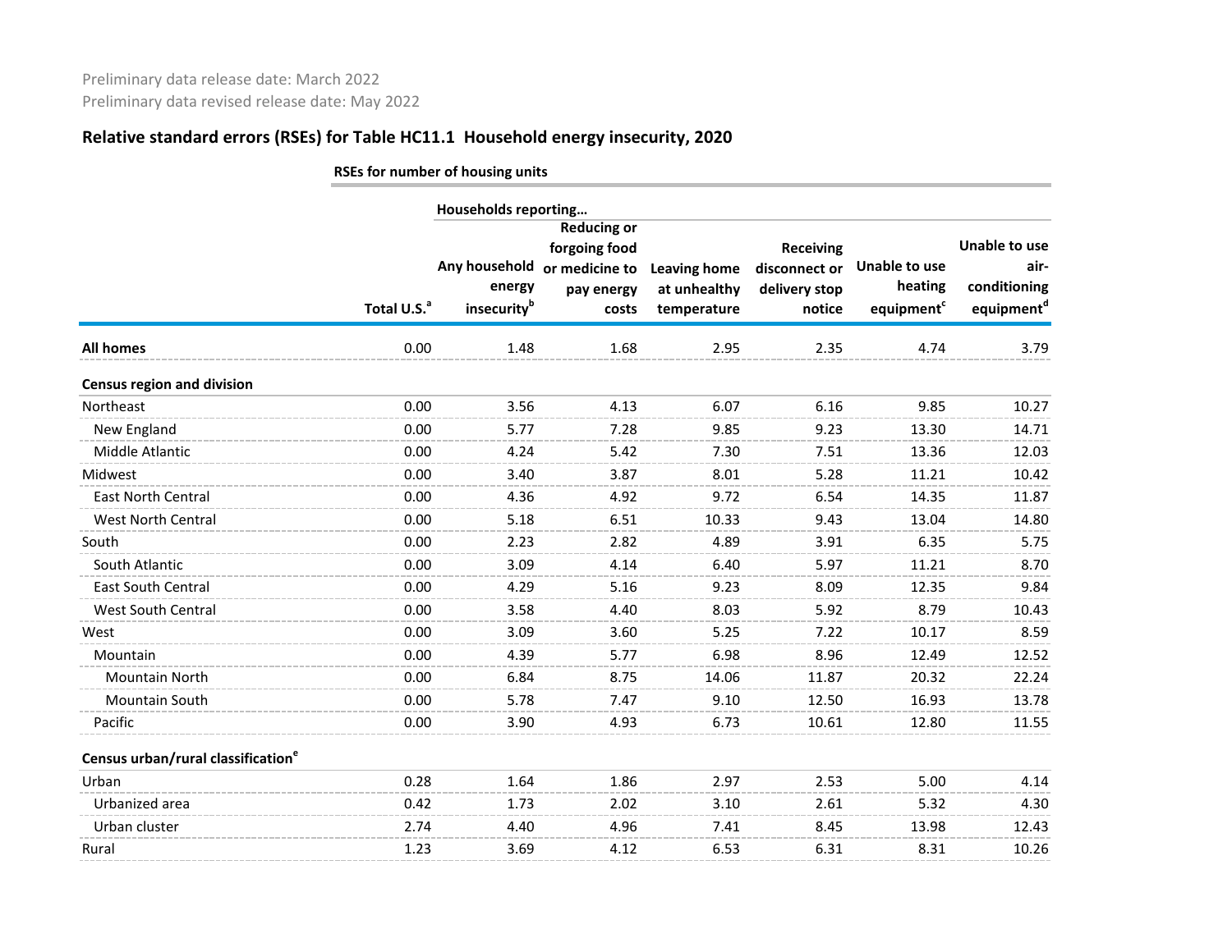Preliminary data release date: March 2022

Preliminary data revised release date: May 2022

## Relative standard errors (RSEs) for Table HC11.1 Household energy insecurity, 2020

| | RSEs for number of housing units | | | | | | |
|---|---|---|---|---|---|---|---|
| | | Households reporting… | | | | | |
| | Total U.S.[a] | Any household energy insecurity[b] | Reducing or forgoing food or medicine to pay energy costs | Leaving home at unhealthy temperature | Receiving disconnect or delivery stop notice | Unable to use heating equipment[c] | Unable to use air-conditioning equipment[d] |
| **All homes** | 0.00 | 1.48 | 1.68 | 2.95 | 2.35 | 4.74 | 3.79 |
| **Census region and division** | | | | | | | |
| Northeast | 0.00 | 3.56 | 4.13 | 6.07 | 6.16 | 9.85 | 10.27 |
| New England | 0.00 | 5.77 | 7.28 | 9.85 | 9.23 | 13.30 | 14.71 |
| Middle Atlantic | 0.00 | 4.24 | 5.42 | 7.30 | 7.51 | 13.36 | 12.03 |
| Midwest | 0.00 | 3.40 | 3.87 | 8.01 | 5.28 | 11.21 | 10.42 |
| East North Central | 0.00 | 4.36 | 4.92 | 9.72 | 6.54 | 14.35 | 11.87 |
| West North Central | 0.00 | 5.18 | 6.51 | 10.33 | 9.43 | 13.04 | 14.80 |
| South | 0.00 | 2.23 | 2.82 | 4.89 | 3.91 | 6.35 | 5.75 |
| South Atlantic | 0.00 | 3.09 | 4.14 | 6.40 | 5.97 | 11.21 | 8.70 |
| East South Central | 0.00 | 4.29 | 5.16 | 9.23 | 8.09 | 12.35 | 9.84 |
| West South Central | 0.00 | 3.58 | 4.40 | 8.03 | 5.92 | 8.79 | 10.43 |
| West | 0.00 | 3.09 | 3.60 | 5.25 | 7.22 | 10.17 | 8.59 |
| Mountain | 0.00 | 4.39 | 5.77 | 6.98 | 8.96 | 12.49 | 12.52 |
| Mountain North | 0.00 | 6.84 | 8.75 | 14.06 | 11.87 | 20.32 | 22.24 |
| Mountain South | 0.00 | 5.78 | 7.47 | 9.10 | 12.50 | 16.93 | 13.78 |
| Pacific | 0.00 | 3.90 | 4.93 | 6.73 | 10.61 | 12.80 | 11.55 |
| **Census urban/rural classification[e]** | | | | | | | |
| Urban | 0.28 | 1.64 | 1.86 | 2.97 | 2.53 | 5.00 | 4.14 |
| Urbanized area | 0.42 | 1.73 | 2.02 | 3.10 | 2.61 | 5.32 | 4.30 |
| Urban cluster | 2.74 | 4.40 | 4.96 | 7.41 | 8.45 | 13.98 | 12.43 |
| Rural | 1.23 | 3.69 | 4.12 | 6.53 | 6.31 | 8.31 | 10.26 |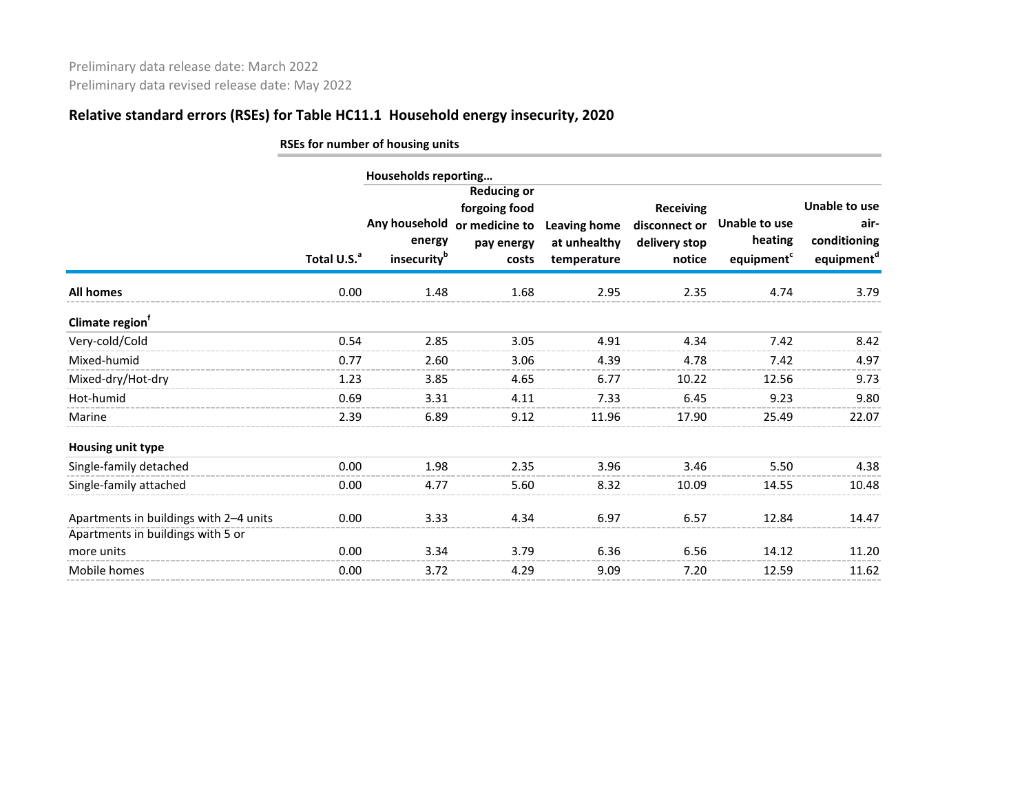Preliminary data release date: March 2022

Preliminary data revised release date: May 2022

## Relative standard errors (RSEs) for Table HC11.1 Household energy insecurity, 2020

| | RSEs for number of housing units | | | | | | |
|---|---|---|---|---|---|---|---|
| | | Households reporting… | | | | | |
| | Total U.S.[a] | Any household energy insecurity[b] | Reducing or forgoing food or medicine to pay energy costs | Leaving home at unhealthy temperature | Receiving disconnect or delivery stop notice | Unable to use heating equipment[c] | Unable to use air-conditioning equipment[d] |
| **All homes** | 0.00 | 1.48 | 1.68 | 2.95 | 2.35 | 4.74 | 3.79 |
| **Climate region[f]** | | | | | | | |
| Very-cold/Cold | 0.54 | 2.85 | 3.05 | 4.91 | 4.34 | 7.42 | 8.42 |
| Mixed-humid | 0.77 | 2.60 | 3.06 | 4.39 | 4.78 | 7.42 | 4.97 |
| Mixed-dry/Hot-dry | 1.23 | 3.85 | 4.65 | 6.77 | 10.22 | 12.56 | 9.73 |
| Hot-humid | 0.69 | 3.31 | 4.11 | 7.33 | 6.45 | 9.23 | 9.80 |
| Marine | 2.39 | 6.89 | 9.12 | 11.96 | 17.90 | 25.49 | 22.07 |
| **Housing unit type** | | | | | | | |
| Single-family detached | 0.00 | 1.98 | 2.35 | 3.96 | 3.46 | 5.50 | 4.38 |
| Single-family attached | 0.00 | 4.77 | 5.60 | 8.32 | 10.09 | 14.55 | 10.48 |
| Apartments in buildings with 2–4 units | 0.00 | 3.33 | 4.34 | 6.97 | 6.57 | 12.84 | 14.47 |
| Apartments in buildings with 5 or more units | 0.00 | 3.34 | 3.79 | 6.36 | 6.56 | 14.12 | 11.20 |
| Mobile homes | 0.00 | 3.72 | 4.29 | 9.09 | 7.20 | 12.59 | 11.62 |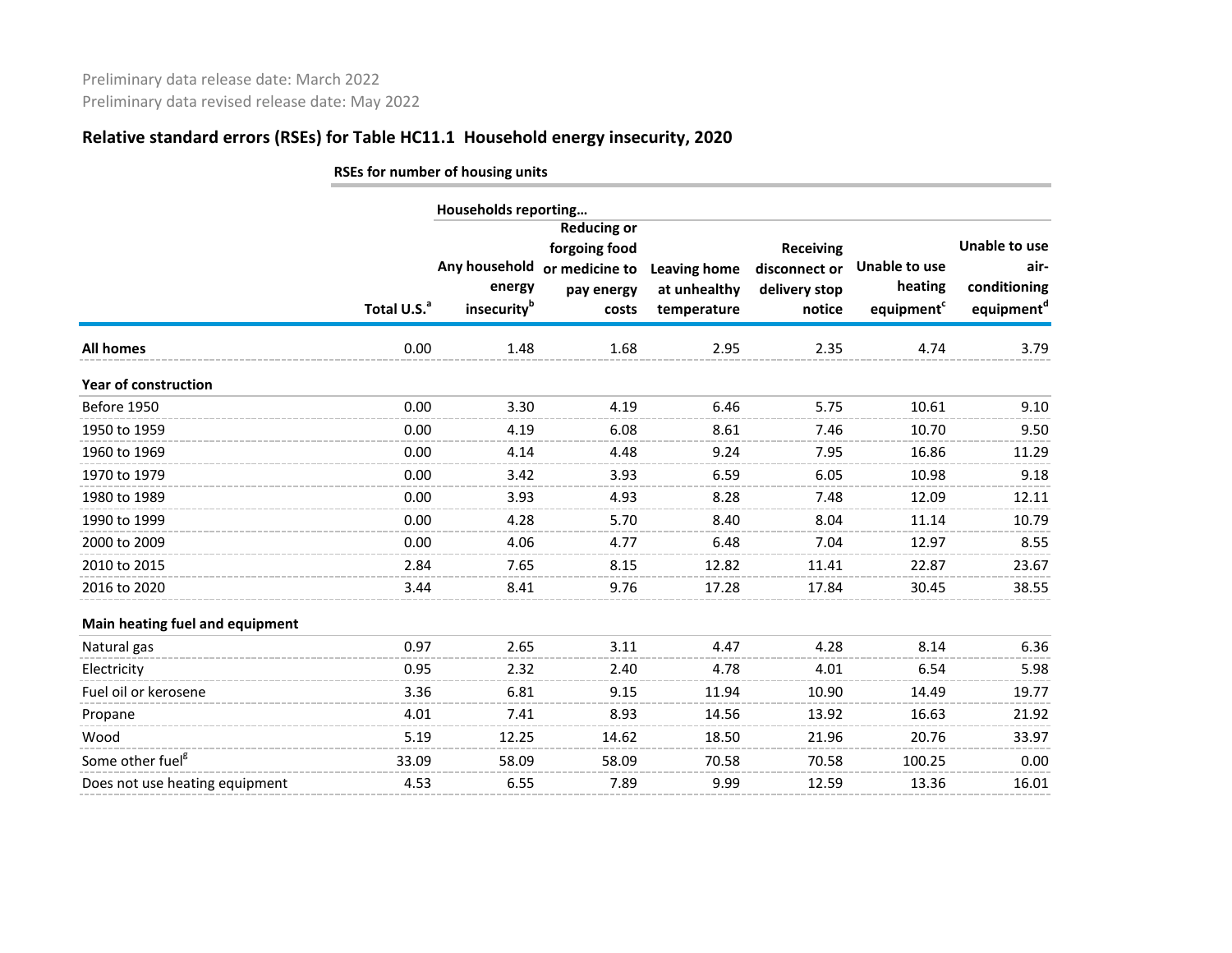Preliminary data release date: March 2022

Preliminary data revised release date: May 2022

## Relative standard errors (RSEs) for Table HC11.1 Household energy insecurity, 2020

| | RSEs for number of housing units | | | | | | |
|---|---|---|---|---|---|---|---|
| | | Households reporting… | | | | | |
| | Total U.S.[a] | Any household energy insecurity[b] | Reducing or forgoing food or medicine to pay energy costs | Leaving home at unhealthy temperature | Receiving disconnect or delivery stop notice | Unable to use heating equipment[c] | Unable to use air-conditioning equipment[d] |
| **All homes** | 0.00 | 1.48 | 1.68 | 2.95 | 2.35 | 4.74 | 3.79 |
| **Year of construction** | | | | | | | |
| Before 1950 | 0.00 | 3.30 | 4.19 | 6.46 | 5.75 | 10.61 | 9.10 |
| 1950 to 1959 | 0.00 | 4.19 | 6.08 | 8.61 | 7.46 | 10.70 | 9.50 |
| 1960 to 1969 | 0.00 | 4.14 | 4.48 | 9.24 | 7.95 | 16.86 | 11.29 |
| 1970 to 1979 | 0.00 | 3.42 | 3.93 | 6.59 | 6.05 | 10.98 | 9.18 |
| 1980 to 1989 | 0.00 | 3.93 | 4.93 | 8.28 | 7.48 | 12.09 | 12.11 |
| 1990 to 1999 | 0.00 | 4.28 | 5.70 | 8.40 | 8.04 | 11.14 | 10.79 |
| 2000 to 2009 | 0.00 | 4.06 | 4.77 | 6.48 | 7.04 | 12.97 | 8.55 |
| 2010 to 2015 | 2.84 | 7.65 | 8.15 | 12.82 | 11.41 | 22.87 | 23.67 |
| 2016 to 2020 | 3.44 | 8.41 | 9.76 | 17.28 | 17.84 | 30.45 | 38.55 |
| **Main heating fuel and equipment** | | | | | | | |
| Natural gas | 0.97 | 2.65 | 3.11 | 4.47 | 4.28 | 8.14 | 6.36 |
| Electricity | 0.95 | 2.32 | 2.40 | 4.78 | 4.01 | 6.54 | 5.98 |
| Fuel oil or kerosene | 3.36 | 6.81 | 9.15 | 11.94 | 10.90 | 14.49 | 19.77 |
| Propane | 4.01 | 7.41 | 8.93 | 14.56 | 13.92 | 16.63 | 21.92 |
| Wood | 5.19 | 12.25 | 14.62 | 18.50 | 21.96 | 20.76 | 33.97 |
| Some other fuel[g] | 33.09 | 58.09 | 58.09 | 70.58 | 70.58 | 100.25 | 0.00 |
| Does not use heating equipment | 4.53 | 6.55 | 7.89 | 9.99 | 12.59 | 13.36 | 16.01 |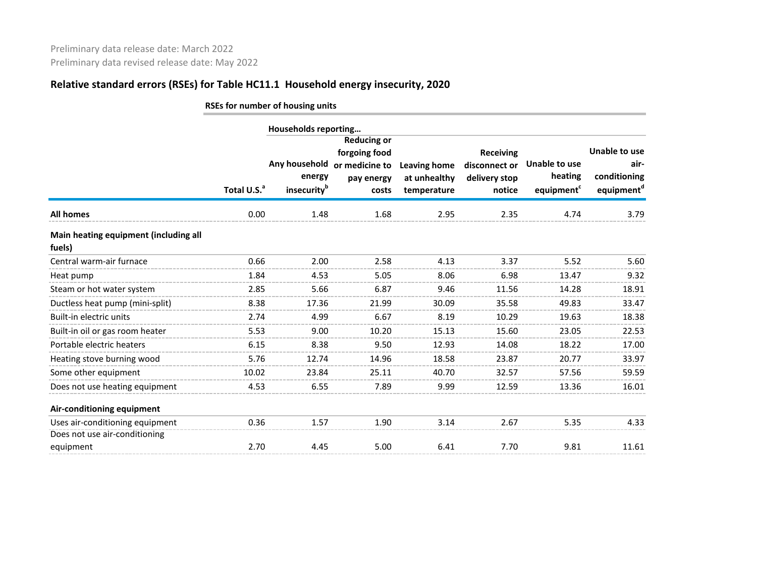Preliminary data release date: March 2022

Preliminary data revised release date: May 2022

## Relative standard errors (RSEs) for Table HC11.1 Household energy insecurity, 2020

| | RSEs for number of housing units | | | | | | |
|---|---|---|---|---|---|---|---|
| | | Households reporting… | | | | | |
| | Total U.S.[a] | Any household energy insecurity[b] | Reducing or forgoing food or medicine to pay energy costs | Leaving home at unhealthy temperature | Receiving disconnect or delivery stop notice | Unable to use heating equipment[c] | Unable to use air-conditioning equipment[d] |
| **All homes** | 0.00 | 1.48 | 1.68 | 2.95 | 2.35 | 4.74 | 3.79 |
| **Main heating equipment (including all fuels)** | | | | | | | |
| Central warm-air furnace | 0.66 | 2.00 | 2.58 | 4.13 | 3.37 | 5.52 | 5.60 |
| Heat pump | 1.84 | 4.53 | 5.05 | 8.06 | 6.98 | 13.47 | 9.32 |
| Steam or hot water system | 2.85 | 5.66 | 6.87 | 9.46 | 11.56 | 14.28 | 18.91 |
| Ductless heat pump (mini-split) | 8.38 | 17.36 | 21.99 | 30.09 | 35.58 | 49.83 | 33.47 |
| Built-in electric units | 2.74 | 4.99 | 6.67 | 8.19 | 10.29 | 19.63 | 18.38 |
| Built-in oil or gas room heater | 5.53 | 9.00 | 10.20 | 15.13 | 15.60 | 23.05 | 22.53 |
| Portable electric heaters | 6.15 | 8.38 | 9.50 | 12.93 | 14.08 | 18.22 | 17.00 |
| Heating stove burning wood | 5.76 | 12.74 | 14.96 | 18.58 | 23.87 | 20.77 | 33.97 |
| Some other equipment | 10.02 | 23.84 | 25.11 | 40.70 | 32.57 | 57.56 | 59.59 |
| Does not use heating equipment | 4.53 | 6.55 | 7.89 | 9.99 | 12.59 | 13.36 | 16.01 |
| **Air-conditioning equipment** | | | | | | | |
| Uses air-conditioning equipment | 0.36 | 1.57 | 1.90 | 3.14 | 2.67 | 5.35 | 4.33 |
| Does not use air-conditioning equipment | 2.70 | 4.45 | 5.00 | 6.41 | 7.70 | 9.81 | 11.61 |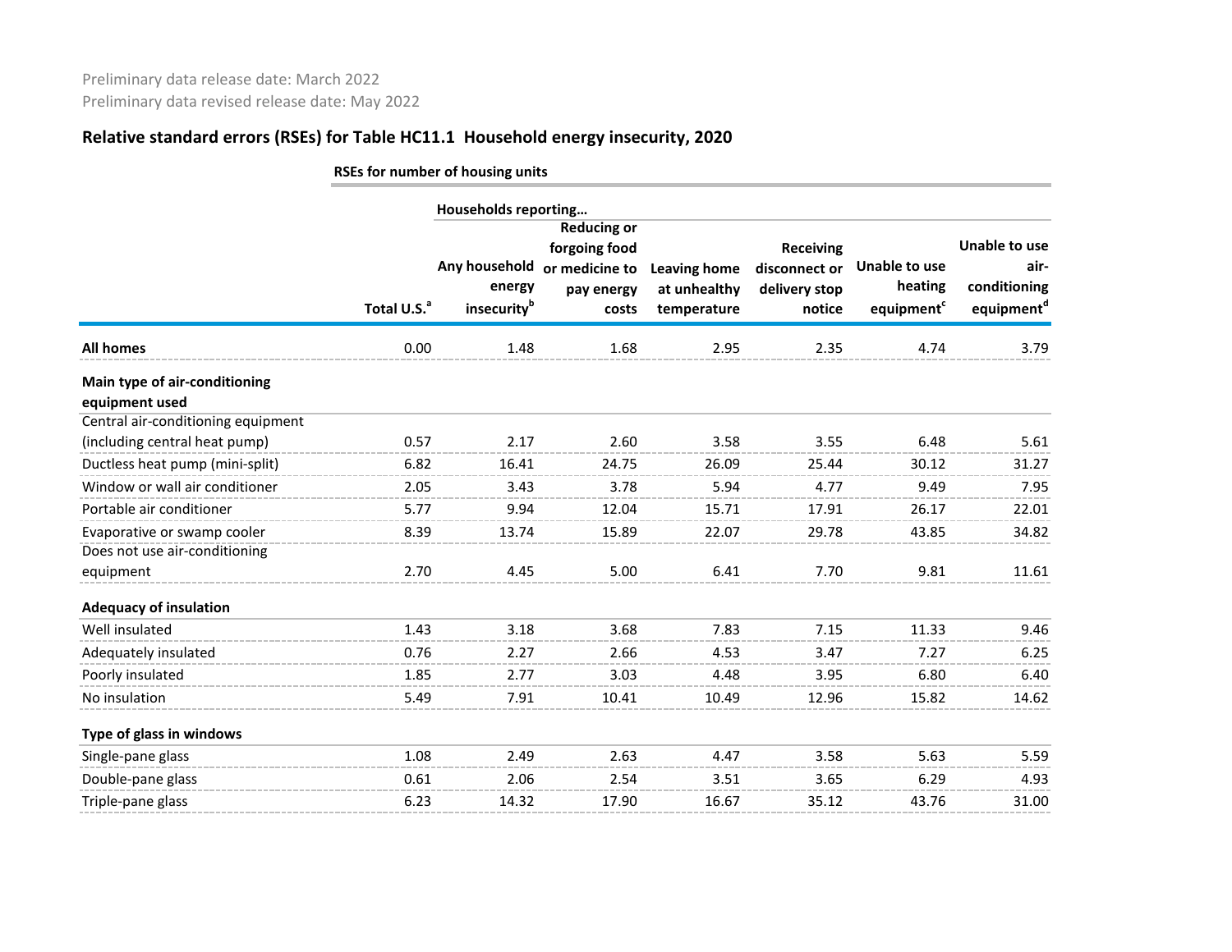Preliminary data release date: March 2022
Preliminary data revised release date: May 2022

## Relative standard errors (RSEs) for Table HC11.1 Household energy insecurity, 2020

| | RSEs for number of housing units | | | | | | |
|---|---|---|---|---|---|---|---|
| | | Households reporting… | | | | | |
| | Total U.S.[a] | Any household energy insecurity[b] | Reducing or forgoing food or medicine to pay energy costs | Leaving home at unhealthy temperature | Receiving disconnect or delivery stop notice | Unable to use heating equipment[c] | Unable to use air-conditioning equipment[d] |
| **All homes** | 0.00 | 1.48 | 1.68 | 2.95 | 2.35 | 4.74 | 3.79 |
| **Main type of air-conditioning equipment used** | | | | | | | |
| Central air-conditioning equipment (including central heat pump) | 0.57 | 2.17 | 2.60 | 3.58 | 3.55 | 6.48 | 5.61 |
| Ductless heat pump (mini-split) | 6.82 | 16.41 | 24.75 | 26.09 | 25.44 | 30.12 | 31.27 |
| Window or wall air conditioner | 2.05 | 3.43 | 3.78 | 5.94 | 4.77 | 9.49 | 7.95 |
| Portable air conditioner | 5.77 | 9.94 | 12.04 | 15.71 | 17.91 | 26.17 | 22.01 |
| Evaporative or swamp cooler | 8.39 | 13.74 | 15.89 | 22.07 | 29.78 | 43.85 | 34.82 |
| Does not use air-conditioning equipment | 2.70 | 4.45 | 5.00 | 6.41 | 7.70 | 9.81 | 11.61 |
| **Adequacy of insulation** | | | | | | | |
| Well insulated | 1.43 | 3.18 | 3.68 | 7.83 | 7.15 | 11.33 | 9.46 |
| Adequately insulated | 0.76 | 2.27 | 2.66 | 4.53 | 3.47 | 7.27 | 6.25 |
| Poorly insulated | 1.85 | 2.77 | 3.03 | 4.48 | 3.95 | 6.80 | 6.40 |
| No insulation | 5.49 | 7.91 | 10.41 | 10.49 | 12.96 | 15.82 | 14.62 |
| **Type of glass in windows** | | | | | | | |
| Single-pane glass | 1.08 | 2.49 | 2.63 | 4.47 | 3.58 | 5.63 | 5.59 |
| Double-pane glass | 0.61 | 2.06 | 2.54 | 3.51 | 3.65 | 6.29 | 4.93 |
| Triple-pane glass | 6.23 | 14.32 | 17.90 | 16.67 | 35.12 | 43.76 | 31.00 |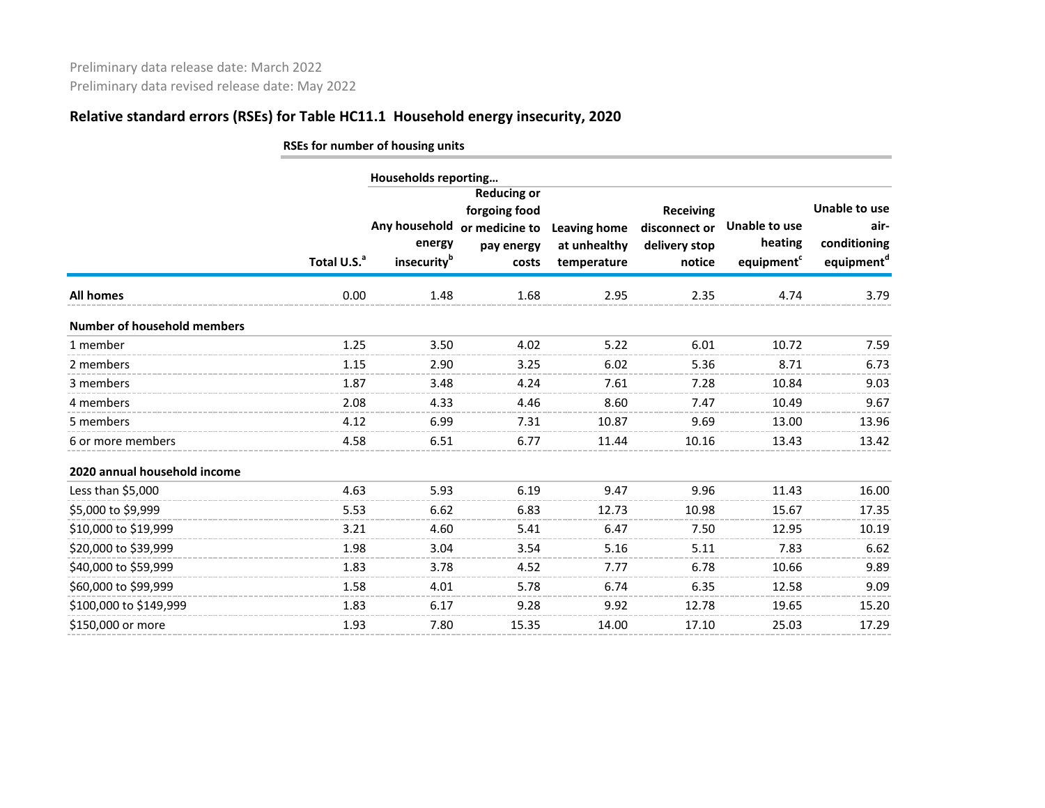Preliminary data release date: March 2022
Preliminary data revised release date: May 2022

## Relative standard errors (RSEs) for Table HC11.1 Household energy insecurity, 2020

| | RSEs for number of housing units | | | | | | |
|---|---|---|---|---|---|---|---|
| | | Households reporting… | | | | | |
| | Total U.S.[a] | Any household energy insecurity[b] | Reducing or forgoing food or medicine to pay energy costs | Leaving home at unhealthy temperature | Receiving disconnect or delivery stop notice | Unable to use heating equipment[c] | Unable to use air-conditioning equipment[d] |
| **All homes** | 0.00 | 1.48 | 1.68 | 2.95 | 2.35 | 4.74 | 3.79 |
| **Number of household members** | | | | | | | |
| 1 member | 1.25 | 3.50 | 4.02 | 5.22 | 6.01 | 10.72 | 7.59 |
| 2 members | 1.15 | 2.90 | 3.25 | 6.02 | 5.36 | 8.71 | 6.73 |
| 3 members | 1.87 | 3.48 | 4.24 | 7.61 | 7.28 | 10.84 | 9.03 |
| 4 members | 2.08 | 4.33 | 4.46 | 8.60 | 7.47 | 10.49 | 9.67 |
| 5 members | 4.12 | 6.99 | 7.31 | 10.87 | 9.69 | 13.00 | 13.96 |
| 6 or more members | 4.58 | 6.51 | 6.77 | 11.44 | 10.16 | 13.43 | 13.42 |
| **2020 annual household income** | | | | | | | |
| Less than $5,000 | 4.63 | 5.93 | 6.19 | 9.47 | 9.96 | 11.43 | 16.00 |
| $5,000 to $9,999 | 5.53 | 6.62 | 6.83 | 12.73 | 10.98 | 15.67 | 17.35 |
| $10,000 to $19,999 | 3.21 | 4.60 | 5.41 | 6.47 | 7.50 | 12.95 | 10.19 |
| $20,000 to $39,999 | 1.98 | 3.04 | 3.54 | 5.16 | 5.11 | 7.83 | 6.62 |
| $40,000 to $59,999 | 1.83 | 3.78 | 4.52 | 7.77 | 6.78 | 10.66 | 9.89 |
| $60,000 to $99,999 | 1.58 | 4.01 | 5.78 | 6.74 | 6.35 | 12.58 | 9.09 |
| $100,000 to $149,999 | 1.83 | 6.17 | 9.28 | 9.92 | 12.78 | 19.65 | 15.20 |
| $150,000 or more | 1.93 | 7.80 | 15.35 | 14.00 | 17.10 | 25.03 | 17.29 |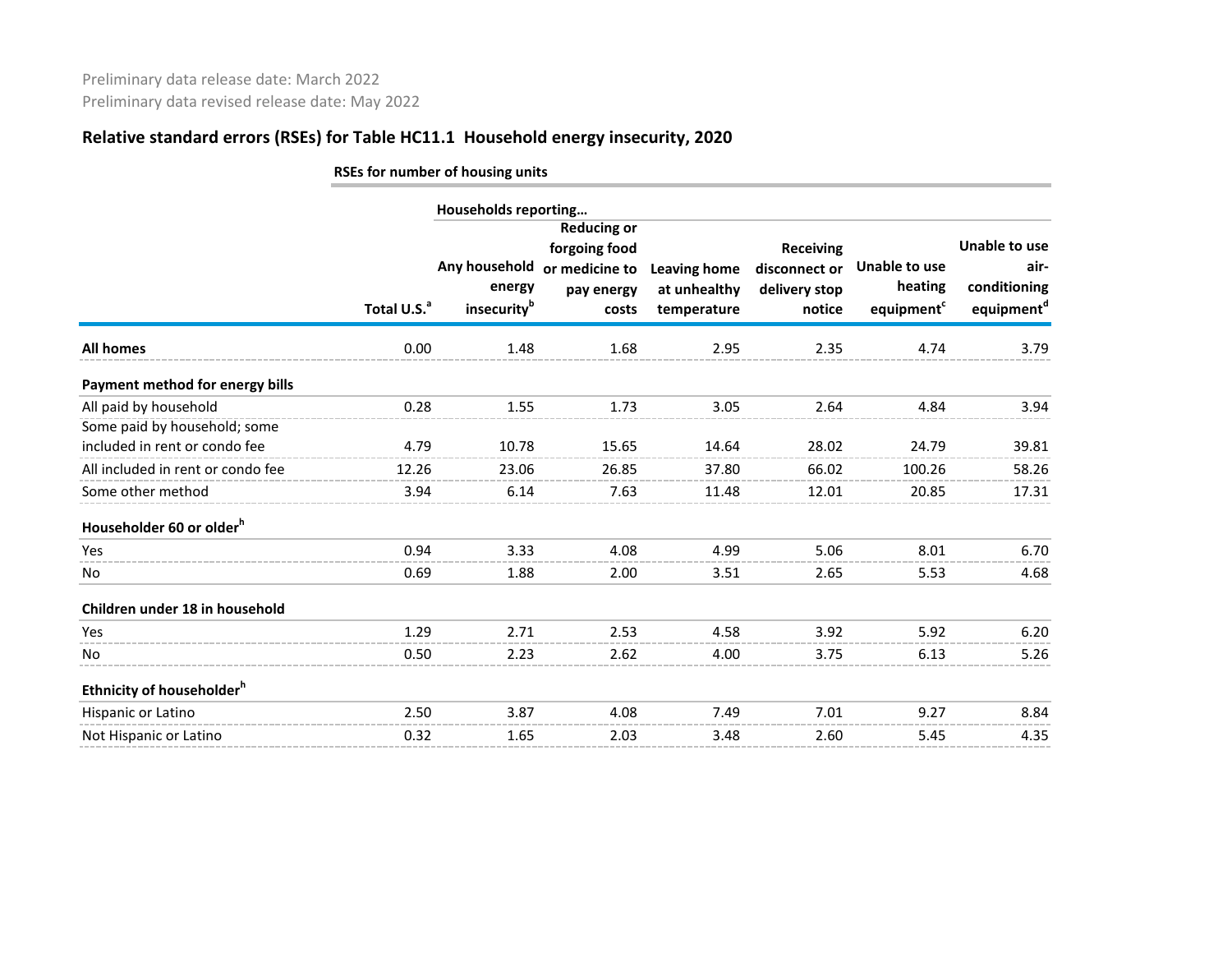Preliminary data release date: March 2022

Preliminary data revised release date: May 2022

## Relative standard errors (RSEs) for Table HC11.1 Household energy insecurity, 2020

| | RSEs for number of housing units | | | | | | |
|---|---|---|---|---|---|---|---|
| | | Households reporting… | | | | | |
| | Total U.S.[a] | Any household energy insecurity[b] | Reducing or forgoing food or medicine to pay energy costs | Leaving home at unhealthy temperature | Receiving disconnect or delivery stop notice | Unable to use heating equipment[c] | Unable to use air-conditioning equipment[d] |
| **All homes** | 0.00 | 1.48 | 1.68 | 2.95 | 2.35 | 4.74 | 3.79 |
| **Payment method for energy bills** | | | | | | | |
| All paid by household | 0.28 | 1.55 | 1.73 | 3.05 | 2.64 | 4.84 | 3.94 |
| Some paid by household; some included in rent or condo fee | 4.79 | 10.78 | 15.65 | 14.64 | 28.02 | 24.79 | 39.81 |
| All included in rent or condo fee | 12.26 | 23.06 | 26.85 | 37.80 | 66.02 | 100.26 | 58.26 |
| Some other method | 3.94 | 6.14 | 7.63 | 11.48 | 12.01 | 20.85 | 17.31 |
| **Householder 60 or older[h]** | | | | | | | |
| Yes | 0.94 | 3.33 | 4.08 | 4.99 | 5.06 | 8.01 | 6.70 |
| No | 0.69 | 1.88 | 2.00 | 3.51 | 2.65 | 5.53 | 4.68 |
| **Children under 18 in household** | | | | | | | |
| Yes | 1.29 | 2.71 | 2.53 | 4.58 | 3.92 | 5.92 | 6.20 |
| No | 0.50 | 2.23 | 2.62 | 4.00 | 3.75 | 6.13 | 5.26 |
| **Ethnicity of householder[h]** | | | | | | | |
| Hispanic or Latino | 2.50 | 3.87 | 4.08 | 7.49 | 7.01 | 9.27 | 8.84 |
| Not Hispanic or Latino | 0.32 | 1.65 | 2.03 | 3.48 | 2.60 | 5.45 | 4.35 |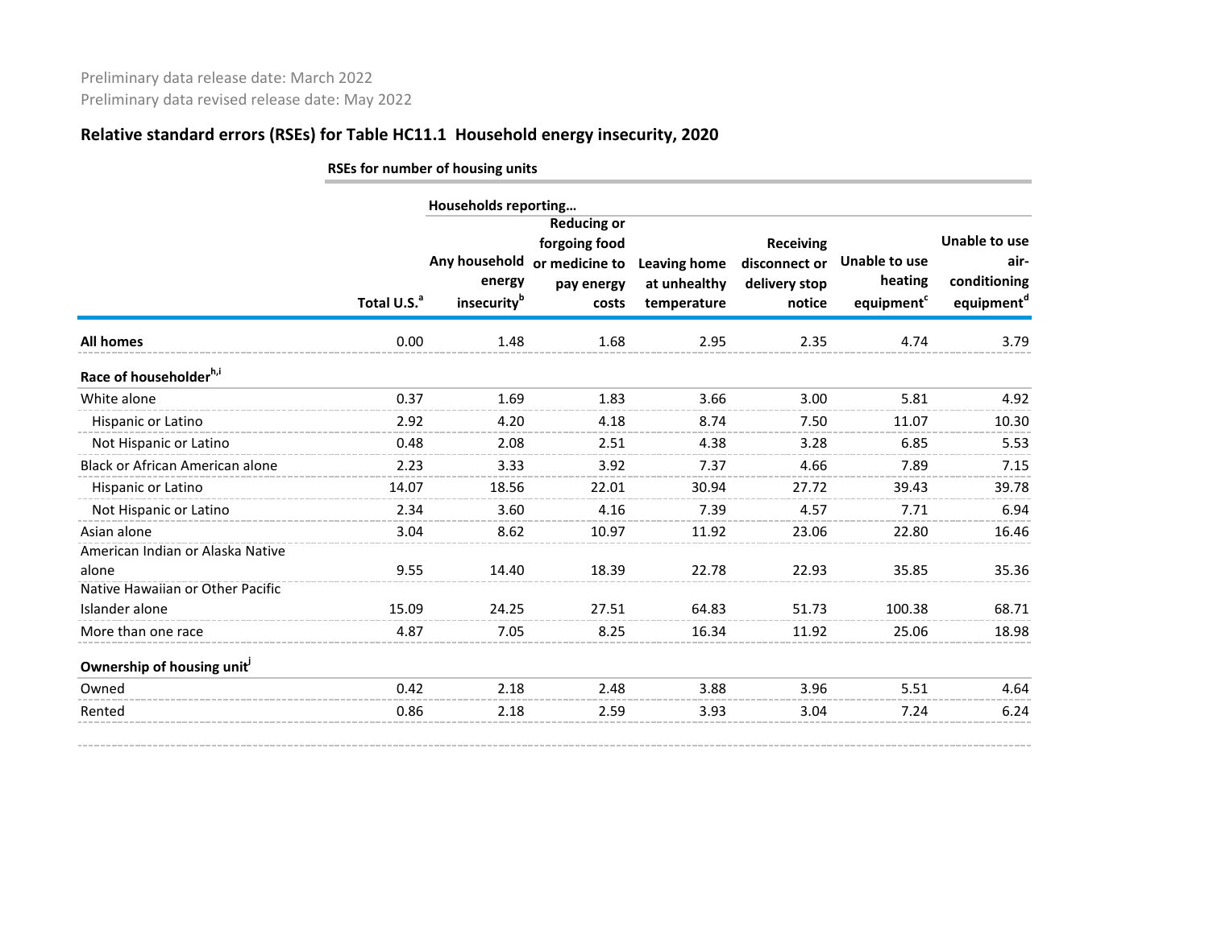Preliminary data release date: March 2022
Preliminary data revised release date: May 2022

## Relative standard errors (RSEs) for Table HC11.1 Household energy insecurity, 2020

| | RSEs for number of housing units | | | | | | |
|---|---|---|---|---|---|---|---|
| | | Households reporting… | | | | | |
| | Total U.S.[a] | Any household energy insecurity[b] | Reducing or forgoing food or medicine to pay energy costs | Leaving home at unhealthy temperature | Receiving disconnect or delivery stop notice | Unable to use heating equipment[c] | Unable to use air-conditioning equipment[d] |
| **All homes** | 0.00 | 1.48 | 1.68 | 2.95 | 2.35 | 4.74 | 3.79 |
| **Race of householder[h,i]** | | | | | | | |
| White alone | 0.37 | 1.69 | 1.83 | 3.66 | 3.00 | 5.81 | 4.92 |
| Hispanic or Latino | 2.92 | 4.20 | 4.18 | 8.74 | 7.50 | 11.07 | 10.30 |
| Not Hispanic or Latino | 0.48 | 2.08 | 2.51 | 4.38 | 3.28 | 6.85 | 5.53 |
| Black or African American alone | 2.23 | 3.33 | 3.92 | 7.37 | 4.66 | 7.89 | 7.15 |
| Hispanic or Latino | 14.07 | 18.56 | 22.01 | 30.94 | 27.72 | 39.43 | 39.78 |
| Not Hispanic or Latino | 2.34 | 3.60 | 4.16 | 7.39 | 4.57 | 7.71 | 6.94 |
| Asian alone | 3.04 | 8.62 | 10.97 | 11.92 | 23.06 | 22.80 | 16.46 |
| American Indian or Alaska Native alone | 9.55 | 14.40 | 18.39 | 22.78 | 22.93 | 35.85 | 35.36 |
| Native Hawaiian or Other Pacific Islander alone | 15.09 | 24.25 | 27.51 | 64.83 | 51.73 | 100.38 | 68.71 |
| More than one race | 4.87 | 7.05 | 8.25 | 16.34 | 11.92 | 25.06 | 18.98 |
| **Ownership of housing unit[j]** | | | | | | | |
| Owned | 0.42 | 2.18 | 2.48 | 3.88 | 3.96 | 5.51 | 4.64 |
| Rented | 0.86 | 2.18 | 2.59 | 3.93 | 3.04 | 7.24 | 6.24 |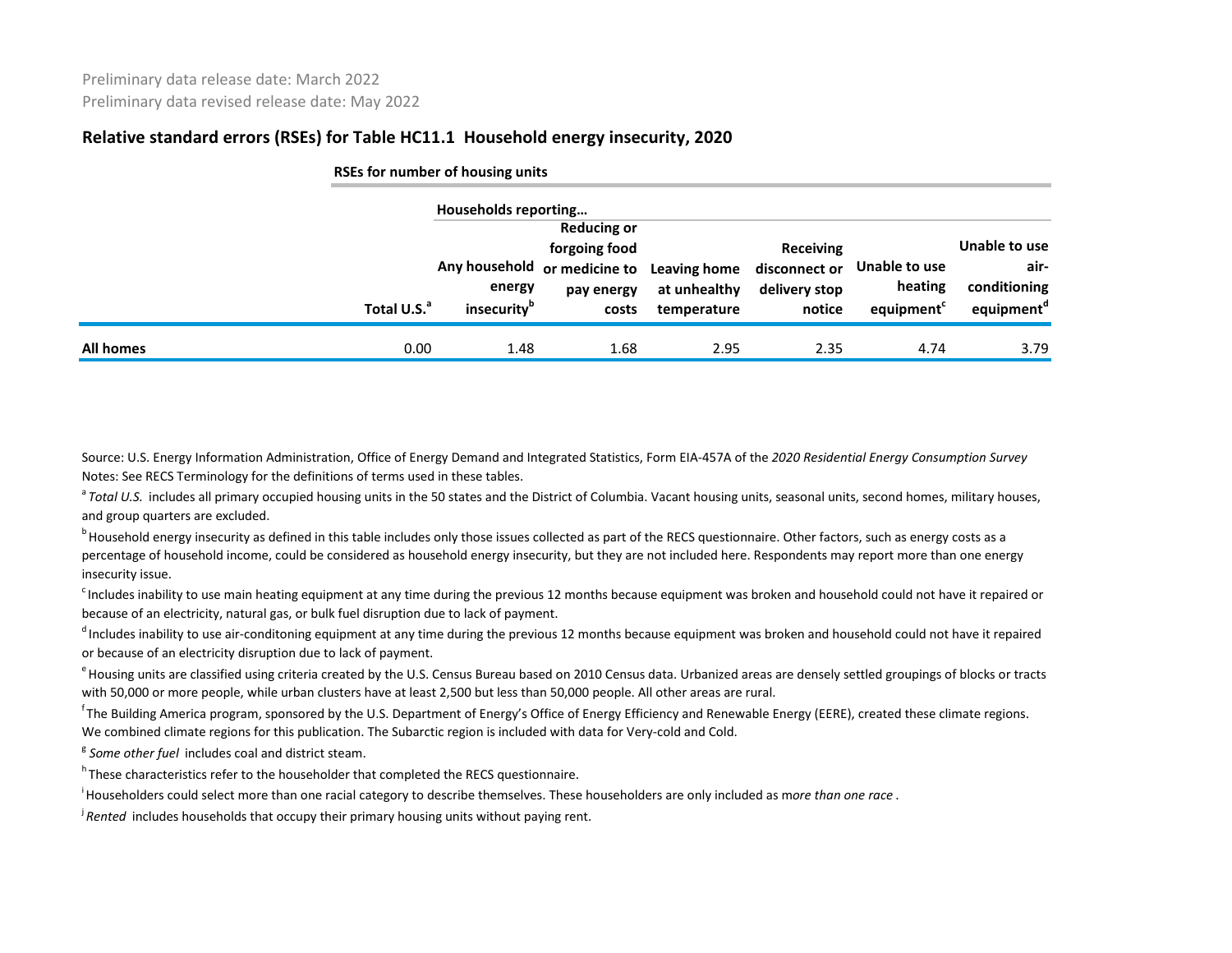Preliminary data release date: March 2022
Preliminary data revised release date: May 2022

## Relative standard errors (RSEs) for Table HC11.1 Household energy insecurity, 2020

**RSEs for number of housing units**

| | | Households reporting… | | | | | |
|---|---|---|---|---|---|---|---|
| | Total U.S.[a] | Any household energy insecurity[b] | Reducing or forgoing food or medicine to pay energy costs | Leaving home at unhealthy temperature | Receiving disconnect or delivery stop notice | Unable to use heating equipment[c] | Unable to use air-conditioning equipment[d] |
| **All homes** | 0.00 | 1.48 | 1.68 | 2.95 | 2.35 | 4.74 | 3.79 |

Source: U.S. Energy Information Administration, Office of Energy Demand and Integrated Statistics, Form EIA-457A of the *2020 Residential Energy Consumption Survey*
Notes: See RECS Terminology for the definitions of terms used in these tables.

[a] *Total U.S.* includes all primary occupied housing units in the 50 states and the District of Columbia. Vacant housing units, seasonal units, second homes, military houses, and group quarters are excluded.

[b] Household energy insecurity as defined in this table includes only those issues collected as part of the RECS questionnaire. Other factors, such as energy costs as a percentage of household income, could be considered as household energy insecurity, but they are not included here. Respondents may report more than one energy insecurity issue.

[c] Includes inability to use main heating equipment at any time during the previous 12 months because equipment was broken and household could not have it repaired or because of an electricity, natural gas, or bulk fuel disruption due to lack of payment.

[d] Includes inability to use air-conditoning equipment at any time during the previous 12 months because equipment was broken and household could not have it repaired or because of an electricity disruption due to lack of payment.

[e] Housing units are classified using criteria created by the U.S. Census Bureau based on 2010 Census data. Urbanized areas are densely settled groupings of blocks or tracts with 50,000 or more people, while urban clusters have at least 2,500 but less than 50,000 people. All other areas are rural.

[f] The Building America program, sponsored by the U.S. Department of Energy's Office of Energy Efficiency and Renewable Energy (EERE), created these climate regions. We combined climate regions for this publication. The Subarctic region is included with data for Very-cold and Cold.

[g] *Some other fuel* includes coal and district steam.

[h] These characteristics refer to the householder that completed the RECS questionnaire.

[i] Householders could select more than one racial category to describe themselves. These householders are only included as m*ore than one race* .

[j] *Rented* includes households that occupy their primary housing units without paying rent.